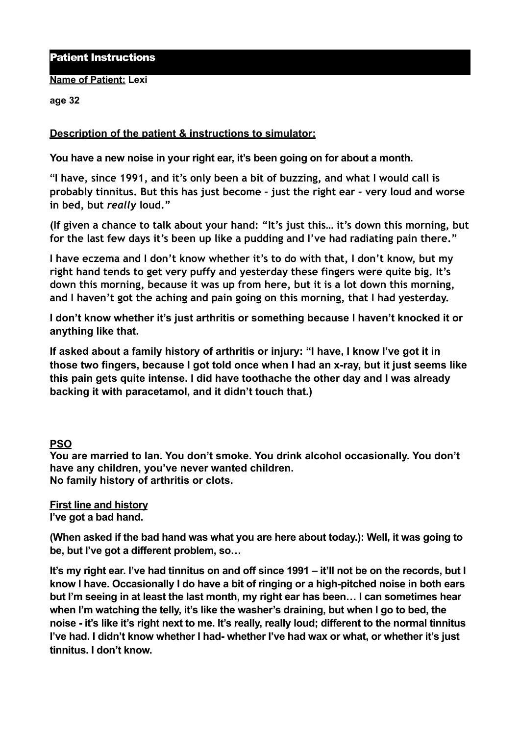# Patient Instructions

**Name of Patient:** **Lexi**

**age 32**

**Description of the patient & instructions to simulator:**

**You have a new noise in your right ear, it's been going on for about a month.**

**"I have, since 1991, and it's only been a bit of buzzing, and what I would call is probably tinnitus. But this has just become – just the right ear – very loud and worse in bed, but *really* loud."**

**(If given a chance to talk about your hand: "It's just this… it's down this morning, but for the last few days it's been up like a pudding and I've had radiating pain there."**

**I have eczema and I don't know whether it's to do with that, I don't know, but my right hand tends to get very puffy and yesterday these fingers were quite big. It's down this morning, because it was up from here, but it is a lot down this morning, and I haven't got the aching and pain going on this morning, that I had yesterday.**

**I don't know whether it's just arthritis or something because I haven't knocked it or anything like that.**

**If asked about a family history of arthritis or injury: "I have, I know I've got it in those two fingers, because I got told once when I had an x-ray, but it just seems like this pain gets quite intense. I did have toothache the other day and I was already backing it with paracetamol, and it didn't touch that.)**

**PSO**

**You are married to Ian. You don't smoke. You drink alcohol occasionally. You don't have any children, you've never wanted children.**
**No family history of arthritis or clots.**

**First line and history**

**I've got a bad hand.**

**(When asked if the bad hand was what you are here about today.): Well, it was going to be, but I've got a different problem, so…**

**It's my right ear. I've had tinnitus on and off since 1991 – it'll not be on the records, but I know I have. Occasionally I do have a bit of ringing or a high-pitched noise in both ears but I'm seeing in at least the last month, my right ear has been… I can sometimes hear when I'm watching the telly, it's like the washer's draining, but when I go to bed, the noise - it's like it's right next to me. It's really, really loud; different to the normal tinnitus I've had. I didn't know whether I had- whether I've had wax or what, or whether it's just tinnitus. I don't know.**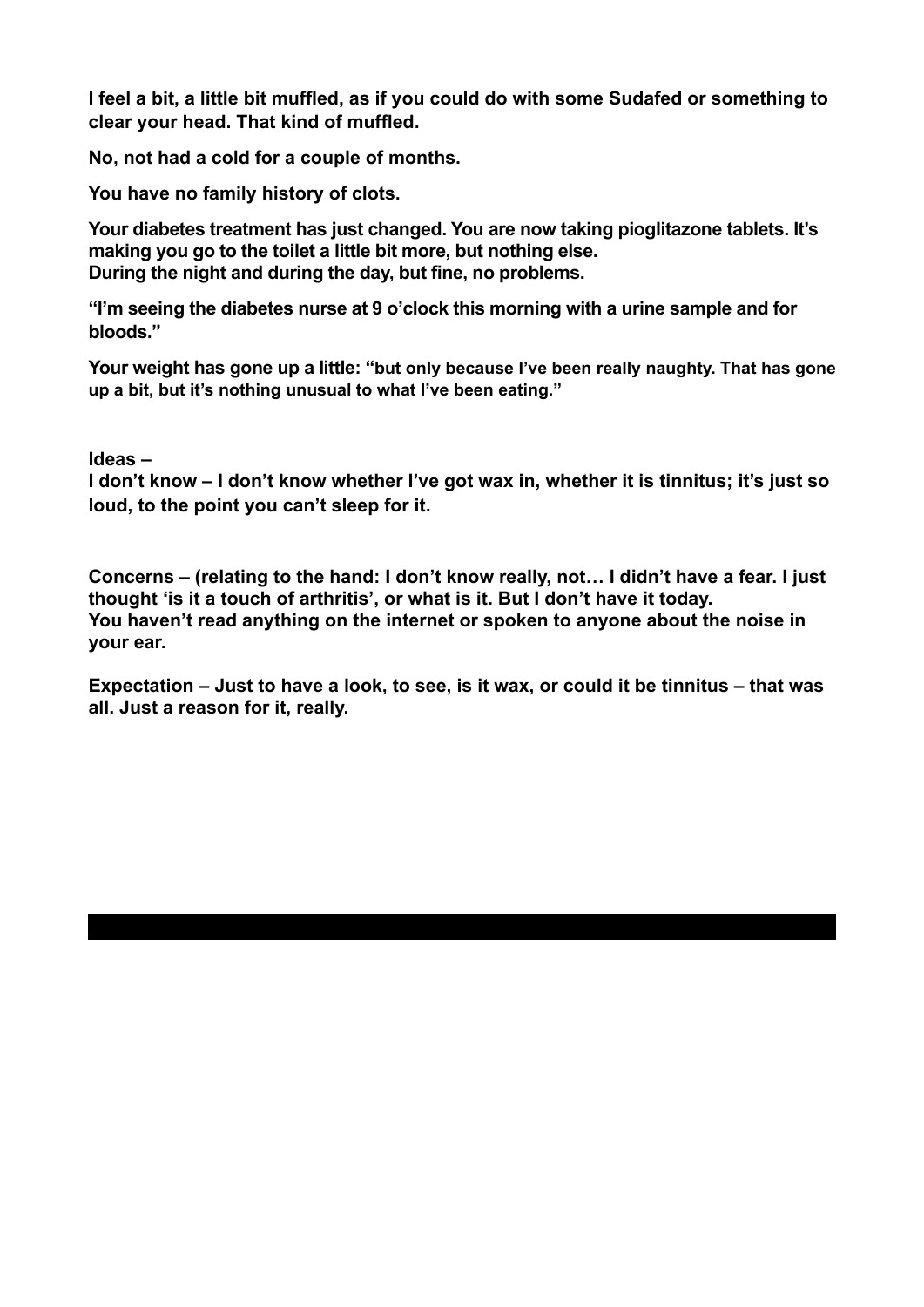**I feel a bit, a little bit muffled, as if you could do with some Sudafed or something to clear your head. That kind of muffled.**

**No, not had a cold for a couple of months.**

**You have no family history of clots.**

**Your diabetes treatment has just changed. You are now taking pioglitazone tablets. It's making you go to the toilet a little bit more, but nothing else.**
**During the night and during the day, but fine, no problems.**

**"I'm seeing the diabetes nurse at 9 o'clock this morning with a urine sample and for bloods."**

**Your weight has gone up a little: "but only because I've been really naughty. That has gone up a bit, but it's nothing unusual to what I've been eating."**

**Ideas –**
**I don't know – I don't know whether I've got wax in, whether it is tinnitus; it's just so loud, to the point you can't sleep for it.**

**Concerns – (relating to the hand: I don't know really, not… I didn't have a fear. I just thought 'is it a touch of arthritis', or what is it. But I don't have it today.**
**You haven't read anything on the internet or spoken to anyone about the noise in your ear.**

**Expectation – Just to have a look, to see, is it wax, or could it be tinnitus – that was all. Just a reason for it, really.**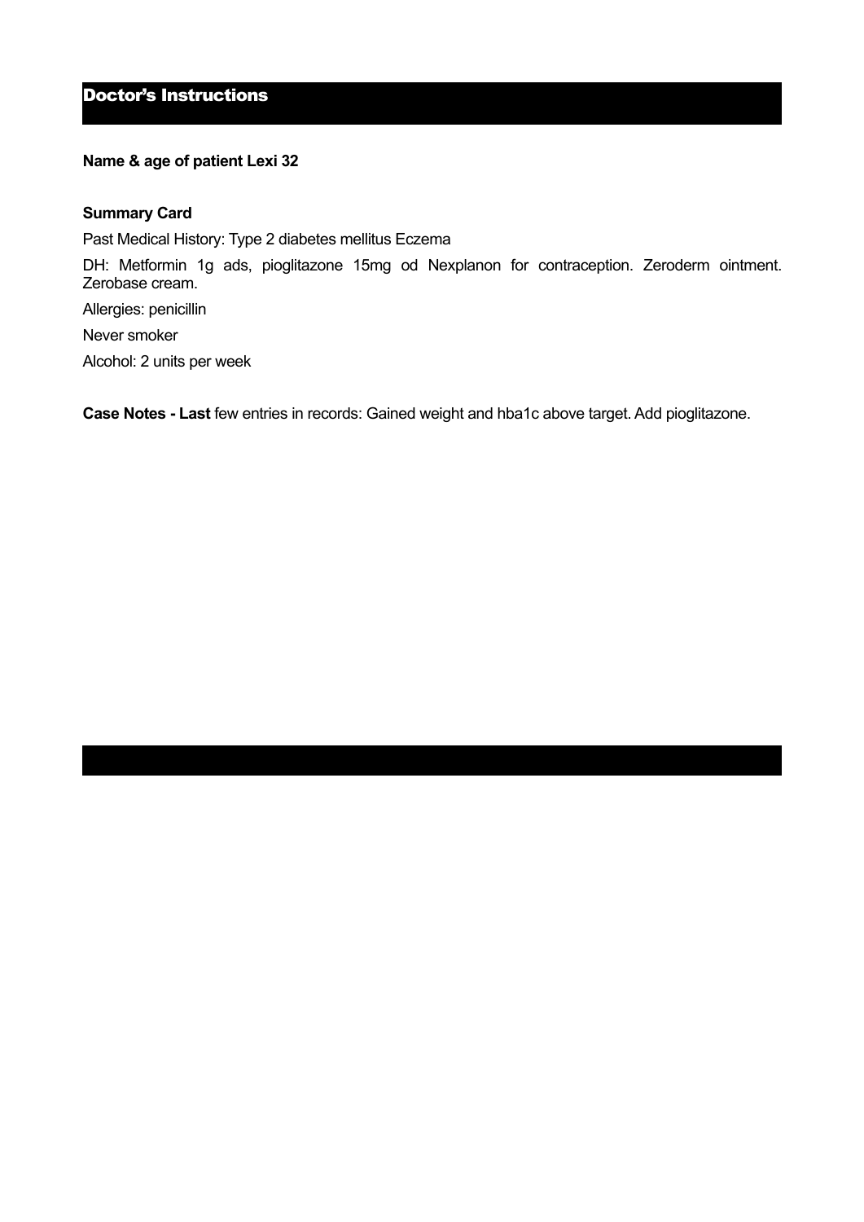## Doctor's Instructions

**Name & age of patient Lexi 32**

**Summary Card**

Past Medical History: Type 2 diabetes mellitus Eczema

DH: Metformin 1g ads, pioglitazone 15mg od Nexplanon for contraception. Zeroderm ointment. Zerobase cream.

Allergies: penicillin

Never smoker

Alcohol: 2 units per week

**Case Notes - Last** few entries in records: Gained weight and hba1c above target. Add pioglitazone.